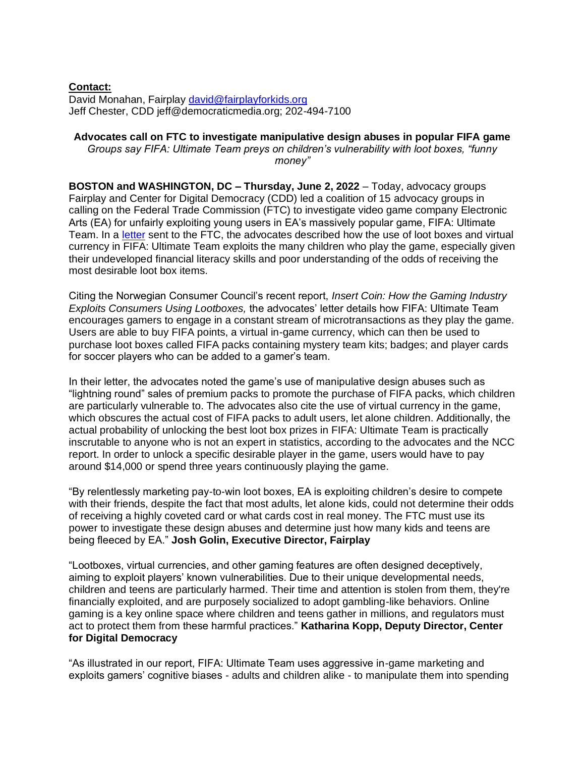**Contact:**
David Monahan, Fairplay [david@fairplayforkids.org](mailto:david@fairplayforkids.org)
Jeff Chester, CDD jeff@democraticmedia.org; 202-494-7100

**Advocates call on FTC to investigate manipulative design abuses in popular FIFA game**

*Groups say FIFA: Ultimate Team preys on children's vulnerability with loot boxes, "funny money"*

**BOSTON and WASHINGTON, DC – Thursday, June 2, 2022** – Today, advocacy groups Fairplay and Center for Digital Democracy (CDD) led a coalition of 15 advocacy groups in calling on the Federal Trade Commission (FTC) to investigate video game company Electronic Arts (EA) for unfairly exploiting young users in EA's massively popular game, FIFA: Ultimate Team. In a [letter](#) sent to the FTC, the advocates described how the use of loot boxes and virtual currency in FIFA: Ultimate Team exploits the many children who play the game, especially given their undeveloped financial literacy skills and poor understanding of the odds of receiving the most desirable loot box items.

Citing the Norwegian Consumer Council's recent report, *Insert Coin: How the Gaming Industry Exploits Consumers Using Lootboxes,* the advocates' letter details how FIFA: Ultimate Team encourages gamers to engage in a constant stream of microtransactions as they play the game. Users are able to buy FIFA points, a virtual in-game currency, which can then be used to purchase loot boxes called FIFA packs containing mystery team kits; badges; and player cards for soccer players who can be added to a gamer's team.

In their letter, the advocates noted the game's use of manipulative design abuses such as "lightning round" sales of premium packs to promote the purchase of FIFA packs, which children are particularly vulnerable to. The advocates also cite the use of virtual currency in the game, which obscures the actual cost of FIFA packs to adult users, let alone children. Additionally, the actual probability of unlocking the best loot box prizes in FIFA: Ultimate Team is practically inscrutable to anyone who is not an expert in statistics, according to the advocates and the NCC report. In order to unlock a specific desirable player in the game, users would have to pay around $14,000 or spend three years continuously playing the game.

"By relentlessly marketing pay-to-win loot boxes, EA is exploiting children's desire to compete with their friends, despite the fact that most adults, let alone kids, could not determine their odds of receiving a highly coveted card or what cards cost in real money. The FTC must use its power to investigate these design abuses and determine just how many kids and teens are being fleeced by EA." **Josh Golin, Executive Director, Fairplay**

"Lootboxes, virtual currencies, and other gaming features are often designed deceptively, aiming to exploit players' known vulnerabilities. Due to their unique developmental needs, children and teens are particularly harmed. Their time and attention is stolen from them, they're financially exploited, and are purposely socialized to adopt gambling-like behaviors. Online gaming is a key online space where children and teens gather in millions, and regulators must act to protect them from these harmful practices." **Katharina Kopp, Deputy Director, Center for Digital Democracy**

"As illustrated in our report, FIFA: Ultimate Team uses aggressive in-game marketing and exploits gamers' cognitive biases - adults and children alike - to manipulate them into spending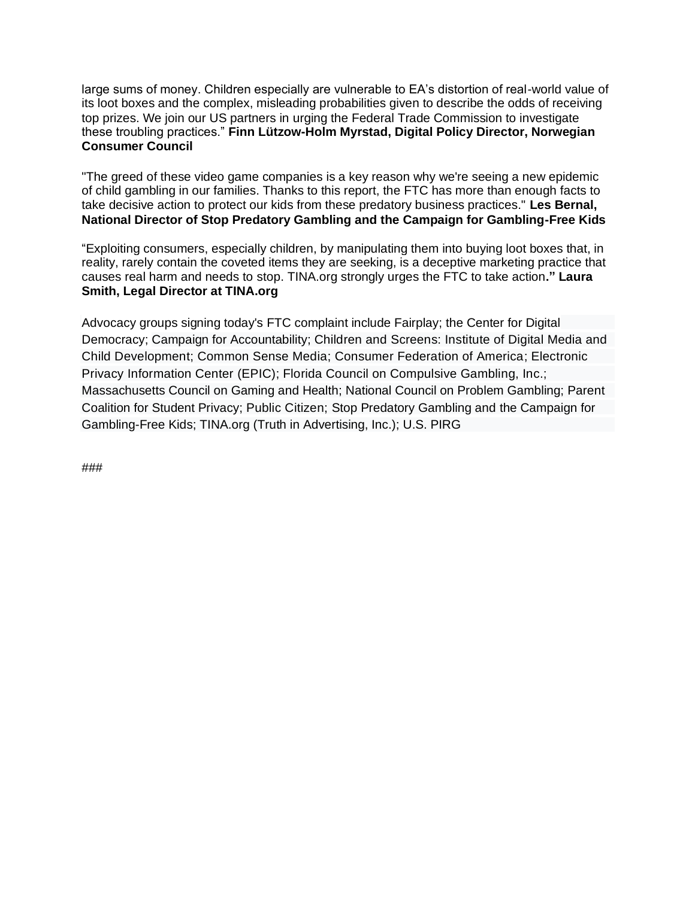large sums of money. Children especially are vulnerable to EA's distortion of real-world value of its loot boxes and the complex, misleading probabilities given to describe the odds of receiving top prizes. We join our US partners in urging the Federal Trade Commission to investigate these troubling practices." **Finn Lützow-Holm Myrstad, Digital Policy Director, Norwegian Consumer Council**

"The greed of these video game companies is a key reason why we're seeing a new epidemic of child gambling in our families. Thanks to this report, the FTC has more than enough facts to take decisive action to protect our kids from these predatory business practices." **Les Bernal, National Director of Stop Predatory Gambling and the Campaign for Gambling-Free Kids**

"Exploiting consumers, especially children, by manipulating them into buying loot boxes that, in reality, rarely contain the coveted items they are seeking, is a deceptive marketing practice that causes real harm and needs to stop. TINA.org strongly urges the FTC to take action**." Laura Smith, Legal Director at TINA.org**

Advocacy groups signing today's FTC complaint include Fairplay; the Center for Digital Democracy; Campaign for Accountability; Children and Screens: Institute of Digital Media and Child Development; Common Sense Media; Consumer Federation of America; Electronic Privacy Information Center (EPIC); Florida Council on Compulsive Gambling, Inc.; Massachusetts Council on Gaming and Health; National Council on Problem Gambling; Parent Coalition for Student Privacy; Public Citizen; Stop Predatory Gambling and the Campaign for Gambling-Free Kids; TINA.org (Truth in Advertising, Inc.); U.S. PIRG

###